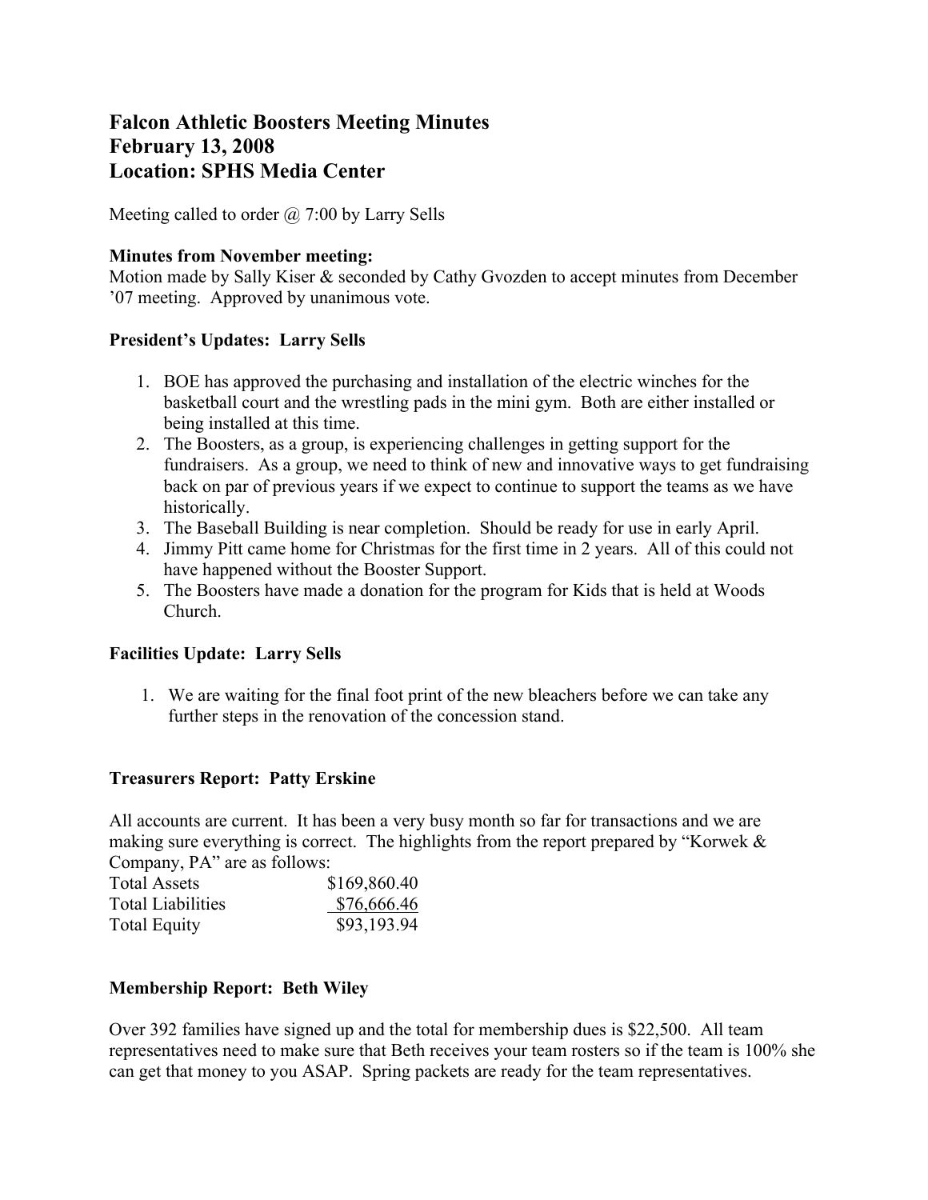# Falcon Athletic Boosters Meeting Minutes
# February 13, 2008
# Location: SPHS Media Center

Meeting called to order @ 7:00 by Larry Sells

**Minutes from November meeting:**
Motion made by Sally Kiser & seconded by Cathy Gvozden to accept minutes from December '07 meeting. Approved by unanimous vote.

**President's Updates: Larry Sells**

1. BOE has approved the purchasing and installation of the electric winches for the basketball court and the wrestling pads in the mini gym. Both are either installed or being installed at this time.
2. The Boosters, as a group, is experiencing challenges in getting support for the fundraisers. As a group, we need to think of new and innovative ways to get fundraising back on par of previous years if we expect to continue to support the teams as we have historically.
3. The Baseball Building is near completion. Should be ready for use in early April.
4. Jimmy Pitt came home for Christmas for the first time in 2 years. All of this could not have happened without the Booster Support.
5. The Boosters have made a donation for the program for Kids that is held at Woods Church.

**Facilities Update: Larry Sells**

1. We are waiting for the final foot print of the new bleachers before we can take any further steps in the renovation of the concession stand.

**Treasurers Report: Patty Erskine**

All accounts are current. It has been a very busy month so far for transactions and we are making sure everything is correct. The highlights from the report prepared by "Korwek & Company, PA" are as follows:

| | |
|---|---|
| Total Assets | $169,860.40 |
| Total Liabilities | $76,666.46 |
| Total Equity | $93,193.94 |

**Membership Report: Beth Wiley**

Over 392 families have signed up and the total for membership dues is $22,500. All team representatives need to make sure that Beth receives your team rosters so if the team is 100% she can get that money to you ASAP. Spring packets are ready for the team representatives.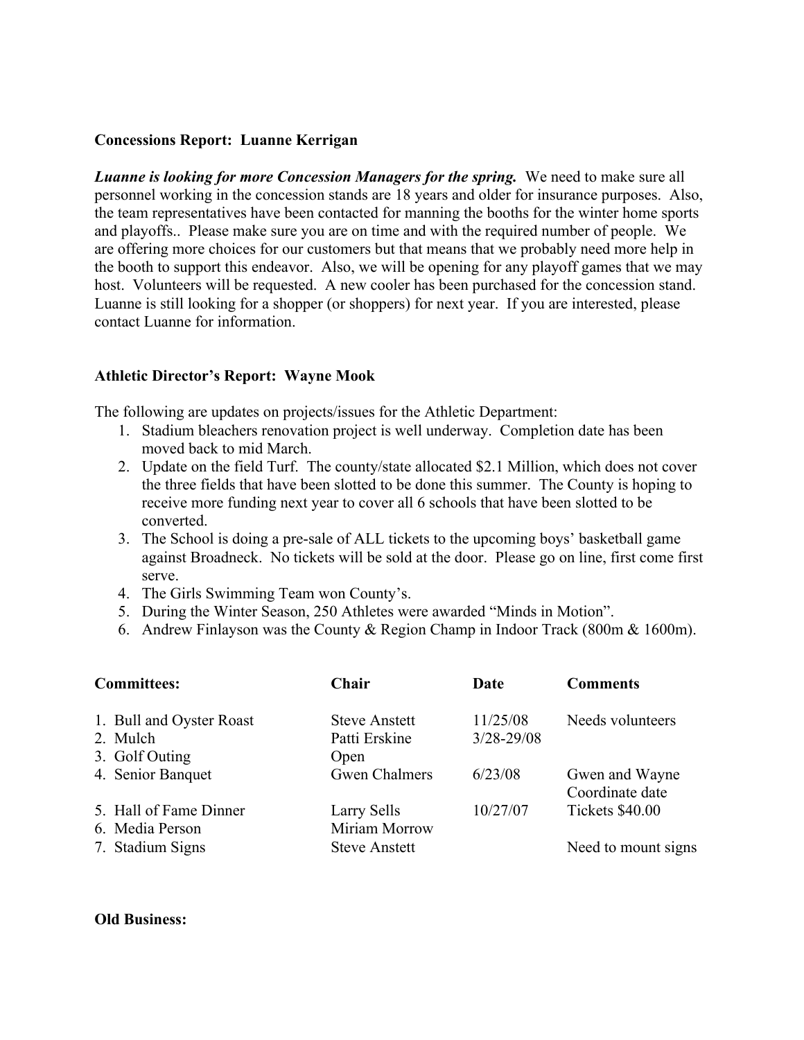**Concessions Report: Luanne Kerrigan**

***Luanne is looking for more Concession Managers for the spring.*** We need to make sure all personnel working in the concession stands are 18 years and older for insurance purposes. Also, the team representatives have been contacted for manning the booths for the winter home sports and playoffs.. Please make sure you are on time and with the required number of people. We are offering more choices for our customers but that means that we probably need more help in the booth to support this endeavor. Also, we will be opening for any playoff games that we may host. Volunteers will be requested. A new cooler has been purchased for the concession stand. Luanne is still looking for a shopper (or shoppers) for next year. If you are interested, please contact Luanne for information.

**Athletic Director's Report: Wayne Mook**

The following are updates on projects/issues for the Athletic Department:

1. Stadium bleachers renovation project is well underway. Completion date has been moved back to mid March.
2. Update on the field Turf. The county/state allocated $2.1 Million, which does not cover the three fields that have been slotted to be done this summer. The County is hoping to receive more funding next year to cover all 6 schools that have been slotted to be converted.
3. The School is doing a pre-sale of ALL tickets to the upcoming boys' basketball game against Broadneck. No tickets will be sold at the door. Please go on line, first come first serve.
4. The Girls Swimming Team won County's.
5. During the Winter Season, 250 Athletes were awarded "Minds in Motion".
6. Andrew Finlayson was the County & Region Champ in Indoor Track (800m & 1600m).

| **Committees:** | **Chair** | **Date** | **Comments** |
|---|---|---|---|
| 1. Bull and Oyster Roast | Steve Anstett | 11/25/08 | Needs volunteers |
| 2. Mulch | Patti Erskine | 3/28-29/08 | |
| 3. Golf Outing | Open | | |
| 4. Senior Banquet | Gwen Chalmers | 6/23/08 | Gwen and Wayne Coordinate date |
| 5. Hall of Fame Dinner | Larry Sells | 10/27/07 | Tickets $40.00 |
| 6. Media Person | Miriam Morrow | | |
| 7. Stadium Signs | Steve Anstett | | Need to mount signs |

**Old Business:**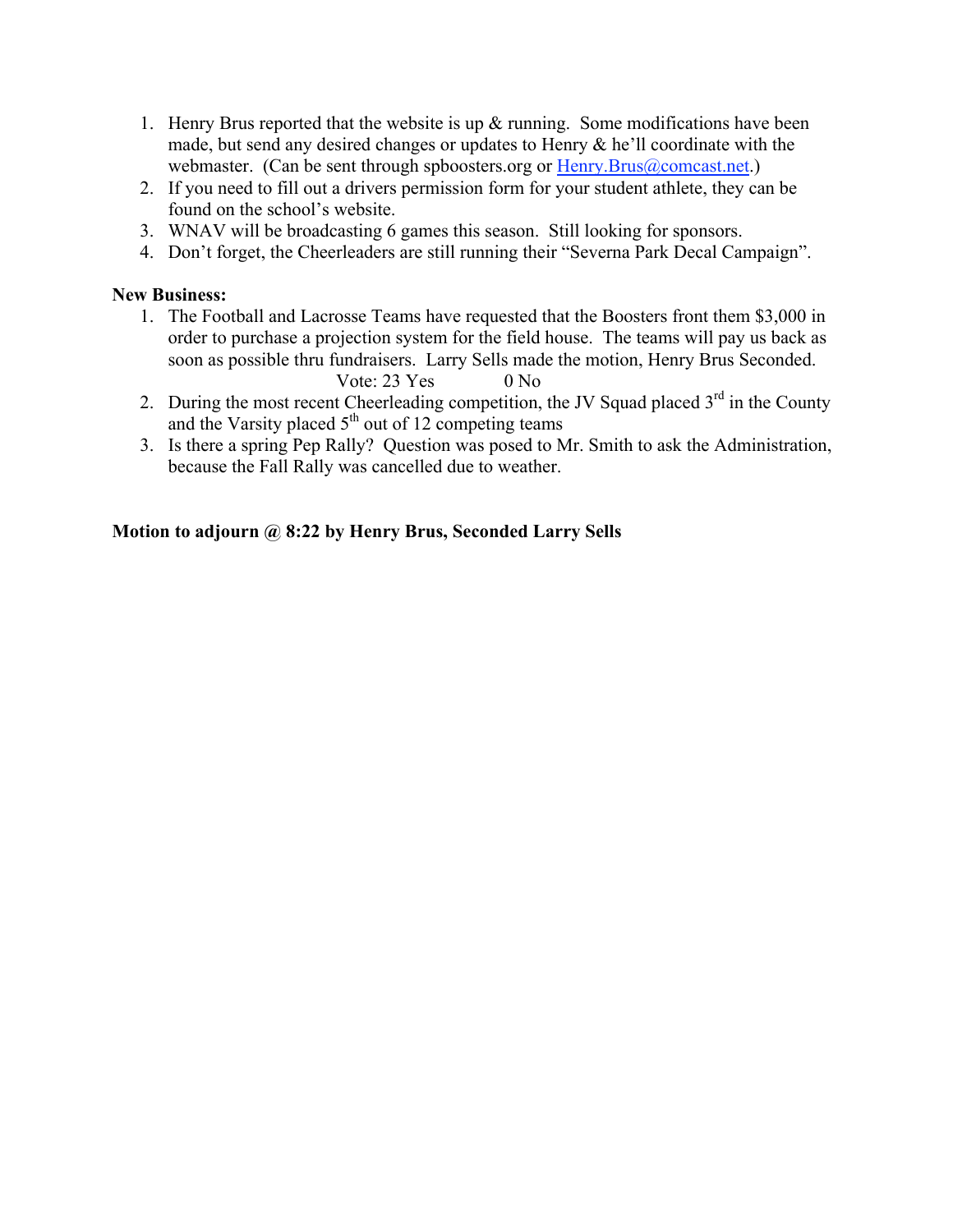1. Henry Brus reported that the website is up & running. Some modifications have been made, but send any desired changes or updates to Henry & he'll coordinate with the webmaster. (Can be sent through spboosters.org or Henry.Brus@comcast.net.)
2. If you need to fill out a drivers permission form for your student athlete, they can be found on the school's website.
3. WNAV will be broadcasting 6 games this season. Still looking for sponsors.
4. Don't forget, the Cheerleaders are still running their "Severna Park Decal Campaign".

**New Business:**

1. The Football and Lacrosse Teams have requested that the Boosters front them $3,000 in order to purchase a projection system for the field house. The teams will pay us back as soon as possible thru fundraisers. Larry Sells made the motion, Henry Brus Seconded.
   Vote: 23 Yes    0 No
2. During the most recent Cheerleading competition, the JV Squad placed 3rd in the County and the Varsity placed 5th out of 12 competing teams
3. Is there a spring Pep Rally? Question was posed to Mr. Smith to ask the Administration, because the Fall Rally was cancelled due to weather.

**Motion to adjourn @ 8:22 by Henry Brus, Seconded Larry Sells**